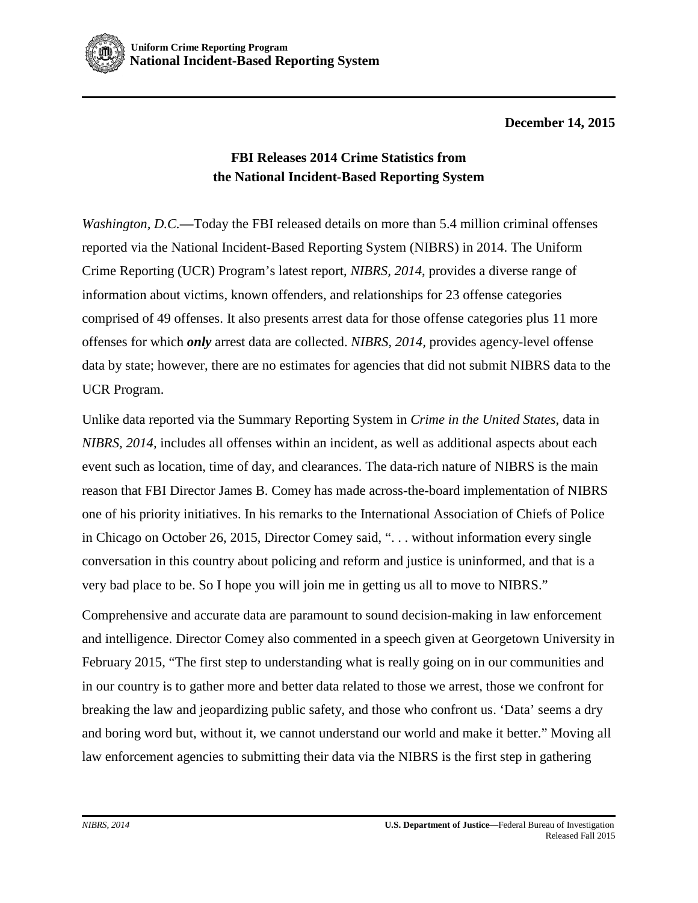**December 14, 2015**

## FBI Releases 2014 Crime Statistics from the National Incident-Based Reporting System

*Washington, D.C.*—Today the FBI released details on more than 5.4 million criminal offenses reported via the National Incident-Based Reporting System (NIBRS) in 2014. The Uniform Crime Reporting (UCR) Program's latest report, *NIBRS, 2014,* provides a diverse range of information about victims, known offenders, and relationships for 23 offense categories comprised of 49 offenses. It also presents arrest data for those offense categories plus 11 more offenses for which ***only*** arrest data are collected. *NIBRS, 2014,* provides agency-level offense data by state; however, there are no estimates for agencies that did not submit NIBRS data to the UCR Program.

Unlike data reported via the Summary Reporting System in *Crime in the United States,* data in *NIBRS, 2014,* includes all offenses within an incident, as well as additional aspects about each event such as location, time of day, and clearances. The data-rich nature of NIBRS is the main reason that FBI Director James B. Comey has made across-the-board implementation of NIBRS one of his priority initiatives. In his remarks to the International Association of Chiefs of Police in Chicago on October 26, 2015, Director Comey said, ". . . without information every single conversation in this country about policing and reform and justice is uninformed, and that is a very bad place to be. So I hope you will join me in getting us all to move to NIBRS."

Comprehensive and accurate data are paramount to sound decision-making in law enforcement and intelligence. Director Comey also commented in a speech given at Georgetown University in February 2015, "The first step to understanding what is really going on in our communities and in our country is to gather more and better data related to those we arrest, those we confront for breaking the law and jeopardizing public safety, and those who confront us. 'Data' seems a dry and boring word but, without it, we cannot understand our world and make it better." Moving all law enforcement agencies to submitting their data via the NIBRS is the first step in gathering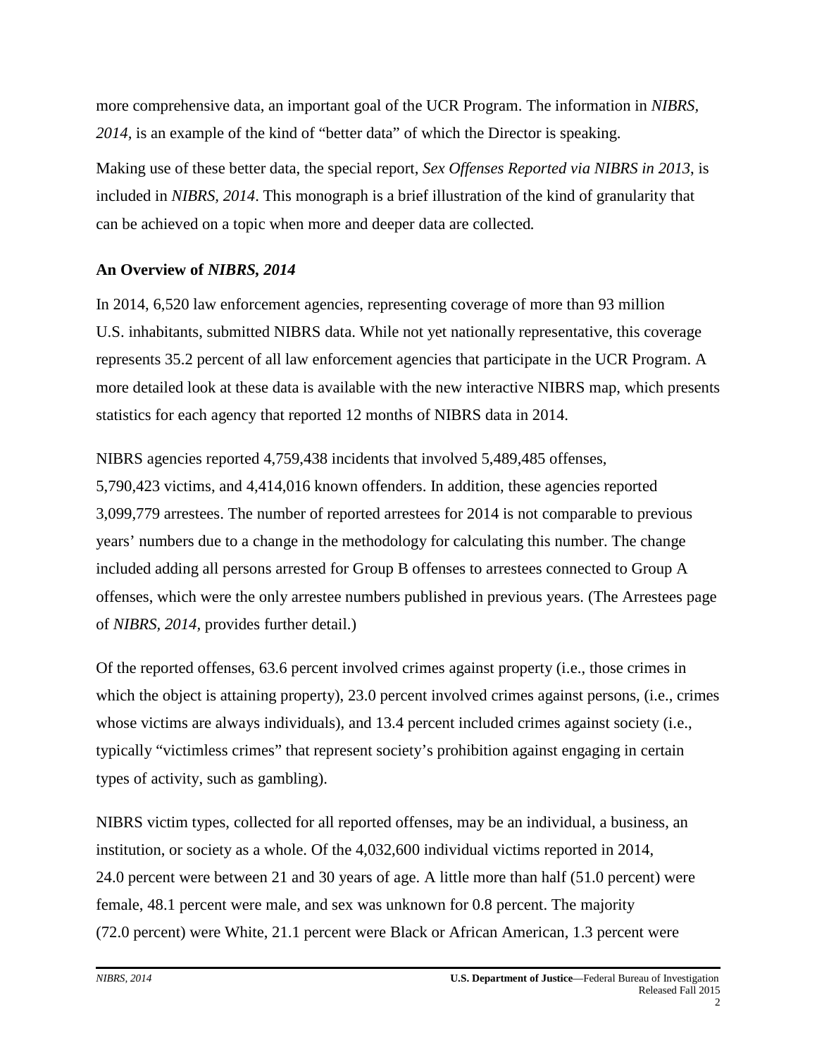more comprehensive data, an important goal of the UCR Program. The information in *NIBRS, 2014,* is an example of the kind of "better data" of which the Director is speaking.

Making use of these better data, the special report, *Sex Offenses Reported via NIBRS in 2013*, is included in *NIBRS, 2014*. This monograph is a brief illustration of the kind of granularity that can be achieved on a topic when more and deeper data are collected.

## An Overview of *NIBRS, 2014*

In 2014, 6,520 law enforcement agencies, representing coverage of more than 93 million U.S. inhabitants, submitted NIBRS data. While not yet nationally representative, this coverage represents 35.2 percent of all law enforcement agencies that participate in the UCR Program. A more detailed look at these data is available with the new interactive NIBRS map, which presents statistics for each agency that reported 12 months of NIBRS data in 2014.

NIBRS agencies reported 4,759,438 incidents that involved 5,489,485 offenses, 5,790,423 victims, and 4,414,016 known offenders. In addition, these agencies reported 3,099,779 arrestees. The number of reported arrestees for 2014 is not comparable to previous years' numbers due to a change in the methodology for calculating this number. The change included adding all persons arrested for Group B offenses to arrestees connected to Group A offenses, which were the only arrestee numbers published in previous years. (The Arrestees page of *NIBRS, 2014*, provides further detail.)

Of the reported offenses, 63.6 percent involved crimes against property (i.e., those crimes in which the object is attaining property), 23.0 percent involved crimes against persons, (i.e., crimes whose victims are always individuals), and 13.4 percent included crimes against society (i.e., typically "victimless crimes" that represent society's prohibition against engaging in certain types of activity, such as gambling).

NIBRS victim types, collected for all reported offenses, may be an individual, a business, an institution, or society as a whole. Of the 4,032,600 individual victims reported in 2014, 24.0 percent were between 21 and 30 years of age. A little more than half (51.0 percent) were female, 48.1 percent were male, and sex was unknown for 0.8 percent. The majority (72.0 percent) were White, 21.1 percent were Black or African American, 1.3 percent were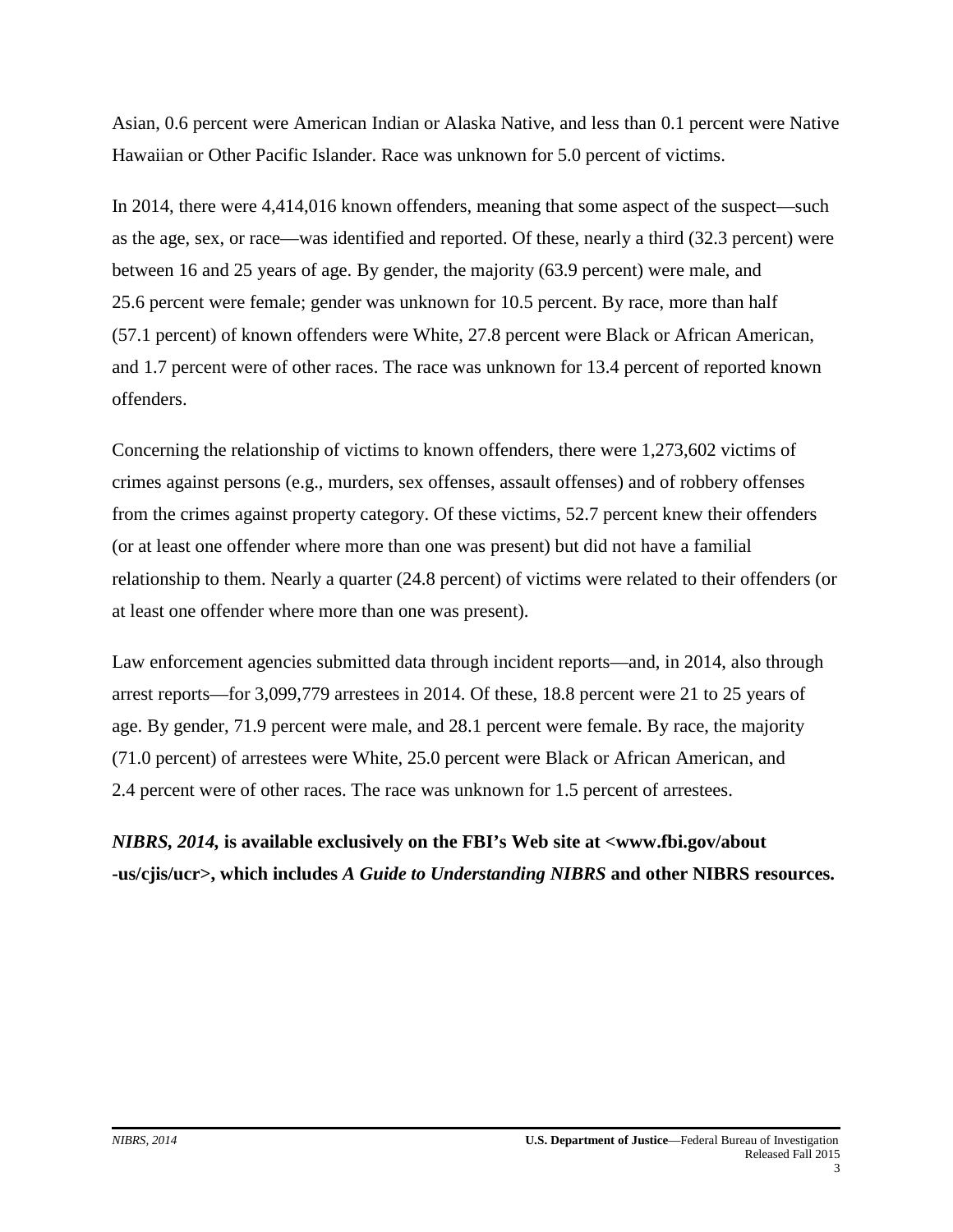Asian, 0.6 percent were American Indian or Alaska Native, and less than 0.1 percent were Native Hawaiian or Other Pacific Islander. Race was unknown for 5.0 percent of victims.

In 2014, there were 4,414,016 known offenders, meaning that some aspect of the suspect—such as the age, sex, or race—was identified and reported. Of these, nearly a third (32.3 percent) were between 16 and 25 years of age. By gender, the majority (63.9 percent) were male, and 25.6 percent were female; gender was unknown for 10.5 percent. By race, more than half (57.1 percent) of known offenders were White, 27.8 percent were Black or African American, and 1.7 percent were of other races. The race was unknown for 13.4 percent of reported known offenders.

Concerning the relationship of victims to known offenders, there were 1,273,602 victims of crimes against persons (e.g., murders, sex offenses, assault offenses) and of robbery offenses from the crimes against property category. Of these victims, 52.7 percent knew their offenders (or at least one offender where more than one was present) but did not have a familial relationship to them. Nearly a quarter (24.8 percent) of victims were related to their offenders (or at least one offender where more than one was present).

Law enforcement agencies submitted data through incident reports—and, in 2014, also through arrest reports—for 3,099,779 arrestees in 2014. Of these, 18.8 percent were 21 to 25 years of age. By gender, 71.9 percent were male, and 28.1 percent were female. By race, the majority (71.0 percent) of arrestees were White, 25.0 percent were Black or African American, and 2.4 percent were of other races. The race was unknown for 1.5 percent of arrestees.

***NIBRS, 2014,* is available exclusively on the FBI's Web site at <www.fbi.gov/about-us/cjis/ucr>, which includes *A Guide to Understanding NIBRS* and other NIBRS resources.**